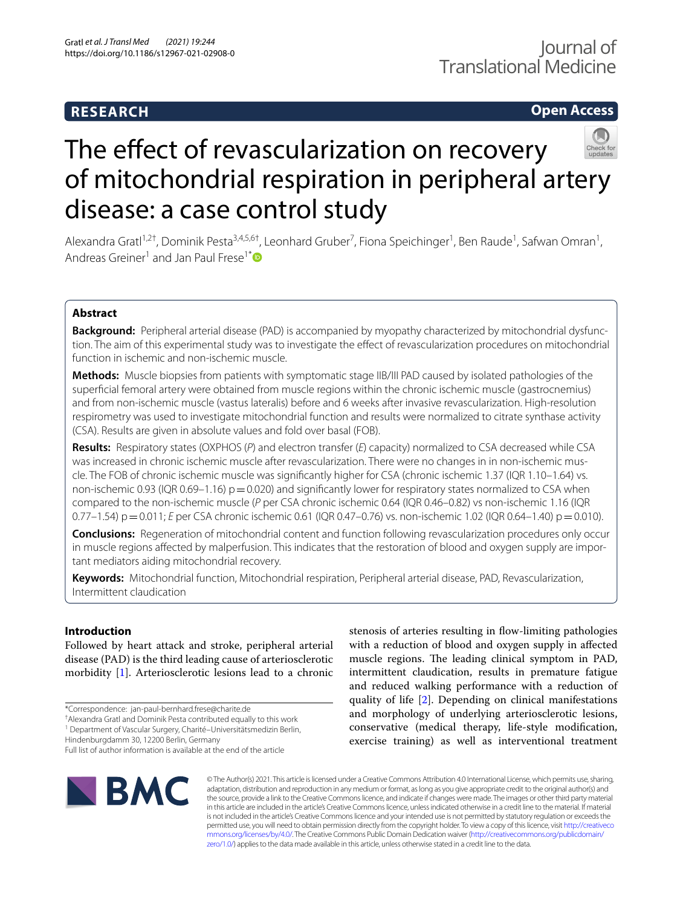RESEARCH

Open Access

# The effect of revascularization on recovery of mitochondrial respiration in peripheral artery disease: a case control study

Alexandra Gratl[1,2†], Dominik Pesta[3,4,5,6†], Leonhard Gruber[7], Fiona Speichinger[1], Ben Raude[1], Safwan Omran[1], Andreas Greiner[1] and Jan Paul Frese[1*]

## Abstract

**Background:** Peripheral arterial disease (PAD) is accompanied by myopathy characterized by mitochondrial dysfunction. The aim of this experimental study was to investigate the effect of revascularization procedures on mitochondrial function in ischemic and non-ischemic muscle.

**Methods:** Muscle biopsies from patients with symptomatic stage IIB/III PAD caused by isolated pathologies of the superficial femoral artery were obtained from muscle regions within the chronic ischemic muscle (gastrocnemius) and from non-ischemic muscle (vastus lateralis) before and 6 weeks after invasive revascularization. High-resolution respirometry was used to investigate mitochondrial function and results were normalized to citrate synthase activity (CSA). Results are given in absolute values and fold over basal (FOB).

**Results:** Respiratory states (OXPHOS (*P*) and electron transfer (*E*) capacity) normalized to CSA decreased while CSA was increased in chronic ischemic muscle after revascularization. There were no changes in in non-ischemic muscle. The FOB of chronic ischemic muscle was significantly higher for CSA (chronic ischemic 1.37 (IQR 1.10–1.64) vs. non-ischemic 0.93 (IQR 0.69–1.16) p = 0.020) and significantly lower for respiratory states normalized to CSA when compared to the non-ischemic muscle (*P* per CSA chronic ischemic 0.64 (IQR 0.46–0.82) vs non-ischemic 1.16 (IQR 0.77–1.54) p = 0.011; *E* per CSA chronic ischemic 0.61 (IQR 0.47–0.76) vs. non-ischemic 1.02 (IQR 0.64–1.40) p = 0.010).

**Conclusions:** Regeneration of mitochondrial content and function following revascularization procedures only occur in muscle regions affected by malperfusion. This indicates that the restoration of blood and oxygen supply are important mediators aiding mitochondrial recovery.

**Keywords:** Mitochondrial function, Mitochondrial respiration, Peripheral arterial disease, PAD, Revascularization, Intermittent claudication

## Introduction

Followed by heart attack and stroke, peripheral arterial disease (PAD) is the third leading cause of arteriosclerotic morbidity [1]. Arteriosclerotic lesions lead to a chronic stenosis of arteries resulting in flow-limiting pathologies with a reduction of blood and oxygen supply in affected muscle regions. The leading clinical symptom in PAD, intermittent claudication, results in premature fatigue and reduced walking performance with a reduction of quality of life [2]. Depending on clinical manifestations and morphology of underlying arteriosclerotic lesions, conservative (medical therapy, life-style modification, exercise training) as well as interventional treatment

*Correspondence: jan-paul-bernhard.frese@charite.de

†Alexandra Gratl and Dominik Pesta contributed equally to this work

[1] Department of Vascular Surgery, Charité–Universitätsmedizin Berlin, Hindenburgdamm 30, 12200 Berlin, Germany

Full list of author information is available at the end of the article

© The Author(s) 2021. This article is licensed under a Creative Commons Attribution 4.0 International License, which permits use, sharing, adaptation, distribution and reproduction in any medium or format, as long as you give appropriate credit to the original author(s) and the source, provide a link to the Creative Commons licence, and indicate if changes were made. The images or other third party material in this article are included in the article's Creative Commons licence, unless indicated otherwise in a credit line to the material. If material is not included in the article's Creative Commons licence and your intended use is not permitted by statutory regulation or exceeds the permitted use, you will need to obtain permission directly from the copyright holder. To view a copy of this licence, visit http://creativecommons.org/licenses/by/4.0/. The Creative Commons Public Domain Dedication waiver (http://creativecommons.org/publicdomain/zero/1.0/) applies to the data made available in this article, unless otherwise stated in a credit line to the data.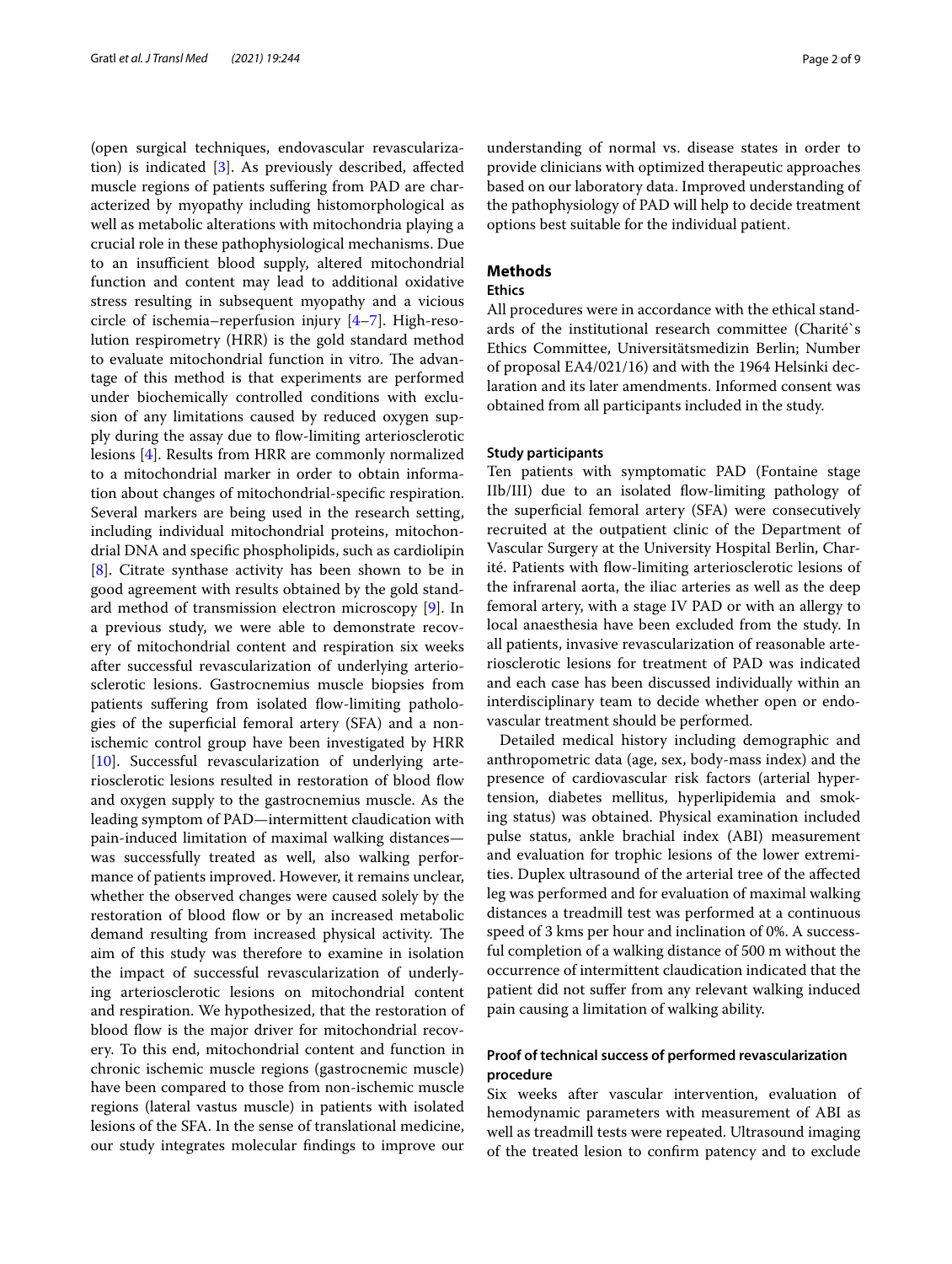(open surgical techniques, endovascular revascularization) is indicated [3]. As previously described, affected muscle regions of patients suffering from PAD are characterized by myopathy including histomorphological as well as metabolic alterations with mitochondria playing a crucial role in these pathophysiological mechanisms. Due to an insufficient blood supply, altered mitochondrial function and content may lead to additional oxidative stress resulting in subsequent myopathy and a vicious circle of ischemia–reperfusion injury [4–7]. High-resolution respirometry (HRR) is the gold standard method to evaluate mitochondrial function in vitro. The advantage of this method is that experiments are performed under biochemically controlled conditions with exclusion of any limitations caused by reduced oxygen supply during the assay due to flow-limiting arteriosclerotic lesions [4]. Results from HRR are commonly normalized to a mitochondrial marker in order to obtain information about changes of mitochondrial-specific respiration. Several markers are being used in the research setting, including individual mitochondrial proteins, mitochondrial DNA and specific phospholipids, such as cardiolipin [8]. Citrate synthase activity has been shown to be in good agreement with results obtained by the gold standard method of transmission electron microscopy [9]. In a previous study, we were able to demonstrate recovery of mitochondrial content and respiration six weeks after successful revascularization of underlying arteriosclerotic lesions. Gastrocnemius muscle biopsies from patients suffering from isolated flow-limiting pathologies of the superficial femoral artery (SFA) and a non-ischemic control group have been investigated by HRR [10]. Successful revascularization of underlying arteriosclerotic lesions resulted in restoration of blood flow and oxygen supply to the gastrocnemius muscle. As the leading symptom of PAD—intermittent claudication with pain-induced limitation of maximal walking distances—was successfully treated as well, also walking performance of patients improved. However, it remains unclear, whether the observed changes were caused solely by the restoration of blood flow or by an increased metabolic demand resulting from increased physical activity. The aim of this study was therefore to examine in isolation the impact of successful revascularization of underlying arteriosclerotic lesions on mitochondrial content and respiration. We hypothesized, that the restoration of blood flow is the major driver for mitochondrial recovery. To this end, mitochondrial content and function in chronic ischemic muscle regions (gastrocnemic muscle) have been compared to those from non-ischemic muscle regions (lateral vastus muscle) in patients with isolated lesions of the SFA. In the sense of translational medicine, our study integrates molecular findings to improve our understanding of normal vs. disease states in order to provide clinicians with optimized therapeutic approaches based on our laboratory data. Improved understanding of the pathophysiology of PAD will help to decide treatment options best suitable for the individual patient.

## Methods

### Ethics

All procedures were in accordance with the ethical standards of the institutional research committee (Charité`s Ethics Committee, Universitätsmedizin Berlin; Number of proposal EA4/021/16) and with the 1964 Helsinki declaration and its later amendments. Informed consent was obtained from all participants included in the study.

### Study participants

Ten patients with symptomatic PAD (Fontaine stage IIb/III) due to an isolated flow-limiting pathology of the superficial femoral artery (SFA) were consecutively recruited at the outpatient clinic of the Department of Vascular Surgery at the University Hospital Berlin, Charité. Patients with flow-limiting arteriosclerotic lesions of the infrarenal aorta, the iliac arteries as well as the deep femoral artery, with a stage IV PAD or with an allergy to local anaesthesia have been excluded from the study. In all patients, invasive revascularization of reasonable arteriosclerotic lesions for treatment of PAD was indicated and each case has been discussed individually within an interdisciplinary team to decide whether open or endovascular treatment should be performed.

Detailed medical history including demographic and anthropometric data (age, sex, body-mass index) and the presence of cardiovascular risk factors (arterial hypertension, diabetes mellitus, hyperlipidemia and smoking status) was obtained. Physical examination included pulse status, ankle brachial index (ABI) measurement and evaluation for trophic lesions of the lower extremities. Duplex ultrasound of the arterial tree of the affected leg was performed and for evaluation of maximal walking distances a treadmill test was performed at a continuous speed of 3 kms per hour and inclination of 0%. A successful completion of a walking distance of 500 m without the occurrence of intermittent claudication indicated that the patient did not suffer from any relevant walking induced pain causing a limitation of walking ability.

### Proof of technical success of performed revascularization procedure

Six weeks after vascular intervention, evaluation of hemodynamic parameters with measurement of ABI as well as treadmill tests were repeated. Ultrasound imaging of the treated lesion to confirm patency and to exclude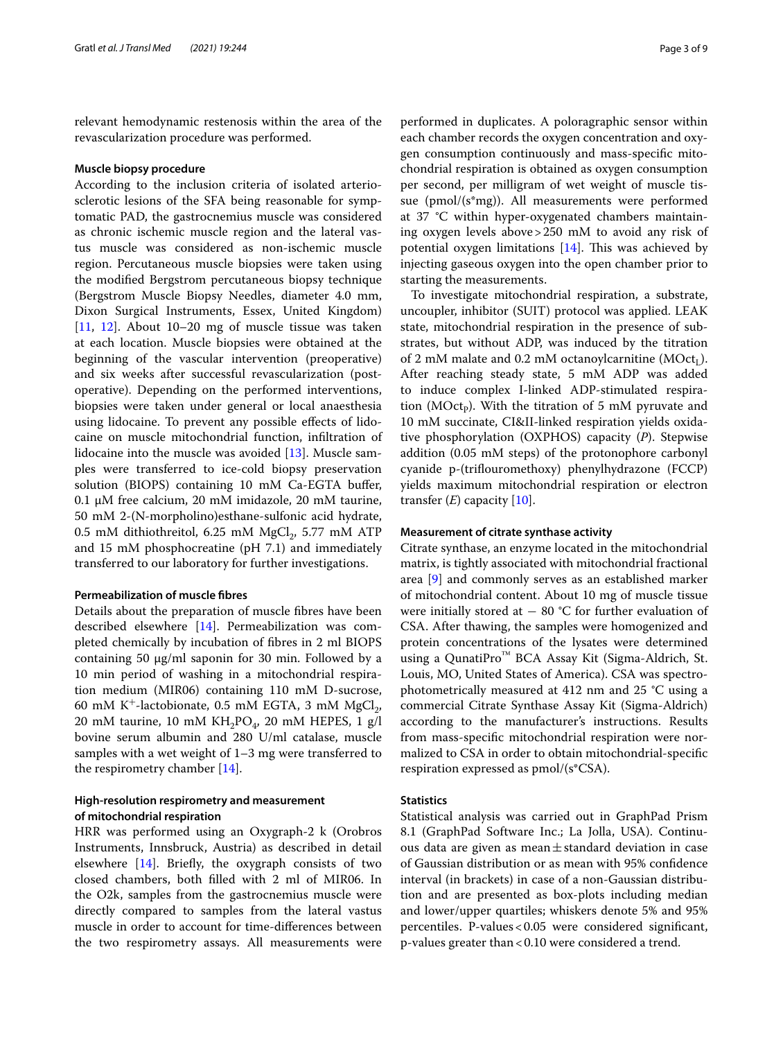relevant hemodynamic restenosis within the area of the revascularization procedure was performed.

### Muscle biopsy procedure

According to the inclusion criteria of isolated arteriosclerotic lesions of the SFA being reasonable for symptomatic PAD, the gastrocnemius muscle was considered as chronic ischemic muscle region and the lateral vastus muscle was considered as non-ischemic muscle region. Percutaneous muscle biopsies were taken using the modified Bergstrom percutaneous biopsy technique (Bergstrom Muscle Biopsy Needles, diameter 4.0 mm, Dixon Surgical Instruments, Essex, United Kingdom) [11, 12]. About 10–20 mg of muscle tissue was taken at each location. Muscle biopsies were obtained at the beginning of the vascular intervention (preoperative) and six weeks after successful revascularization (postoperative). Depending on the performed interventions, biopsies were taken under general or local anaesthesia using lidocaine. To prevent any possible effects of lidocaine on muscle mitochondrial function, infiltration of lidocaine into the muscle was avoided [13]. Muscle samples were transferred to ice-cold biopsy preservation solution (BIOPS) containing 10 mM Ca-EGTA buffer, 0.1 µM free calcium, 20 mM imidazole, 20 mM taurine, 50 mM 2-(N-morpholino)esthane-sulfonic acid hydrate, 0.5 mM dithiothreitol, 6.25 mM $MgCl_2$, 5.77 mM ATP and 15 mM phosphocreatine (pH 7.1) and immediately transferred to our laboratory for further investigations.

### Permeabilization of muscle fibres

Details about the preparation of muscle fibres have been described elsewhere [14]. Permeabilization was completed chemically by incubation of fibres in 2 ml BIOPS containing 50 µg/ml saponin for 30 min. Followed by a 10 min period of washing in a mitochondrial respiration medium (MIR06) containing 110 mM D-sucrose, 60 mM $K^+$-lactobionate, 0.5 mM EGTA, 3 mM $MgCl_2$, 20 mM taurine, 10 mM $KH_2PO_4$, 20 mM HEPES, 1 g/l bovine serum albumin and 280 U/ml catalase, muscle samples with a wet weight of 1–3 mg were transferred to the respirometry chamber [14].

### High-resolution respirometry and measurement of mitochondrial respiration

HRR was performed using an Oxygraph-2 k (Orobros Instruments, Innsbruck, Austria) as described in detail elsewhere [14]. Briefly, the oxygraph consists of two closed chambers, both filled with 2 ml of MIR06. In the O2k, samples from the gastrocnemius muscle were directly compared to samples from the lateral vastus muscle in order to account for time-differences between the two respirometry assays. All measurements were performed in duplicates. A poloragraphic sensor within each chamber records the oxygen concentration and oxygen consumption continuously and mass-specific mitochondrial respiration is obtained as oxygen consumption per second, per milligram of wet weight of muscle tissue (pmol/(s*mg)). All measurements were performed at 37 °C within hyper-oxygenated chambers maintaining oxygen levels above > 250 mM to avoid any risk of potential oxygen limitations [14]. This was achieved by injecting gaseous oxygen into the open chamber prior to starting the measurements.

To investigate mitochondrial respiration, a substrate, uncoupler, inhibitor (SUIT) protocol was applied. LEAK state, mitochondrial respiration in the presence of substrates, but without ADP, was induced by the titration of 2 mM malate and 0.2 mM octanoylcarnitine ($MOct_L$). After reaching steady state, 5 mM ADP was added to induce complex I-linked ADP-stimulated respiration ($MOct_P$). With the titration of 5 mM pyruvate and 10 mM succinate, CI&II-linked respiration yields oxidative phosphorylation (OXPHOS) capacity (*P*). Stepwise addition (0.05 mM steps) of the protonophore carbonyl cyanide p-(triflouromethoxy) phenylhydrazone (FCCP) yields maximum mitochondrial respiration or electron transfer (*E*) capacity [10].

### Measurement of citrate synthase activity

Citrate synthase, an enzyme located in the mitochondrial matrix, is tightly associated with mitochondrial fractional area [9] and commonly serves as an established marker of mitochondrial content. About 10 mg of muscle tissue were initially stored at − 80 °C for further evaluation of CSA. After thawing, the samples were homogenized and protein concentrations of the lysates were determined using a QunatiPro™ BCA Assay Kit (Sigma-Aldrich, St. Louis, MO, United States of America). CSA was spectrophotometrically measured at 412 nm and 25 °C using a commercial Citrate Synthase Assay Kit (Sigma-Aldrich) according to the manufacturer's instructions. Results from mass-specific mitochondrial respiration were normalized to CSA in order to obtain mitochondrial-specific respiration expressed as pmol/(s*CSA).

### Statistics

Statistical analysis was carried out in GraphPad Prism 8.1 (GraphPad Software Inc.; La Jolla, USA). Continuous data are given as mean ± standard deviation in case of Gaussian distribution or as mean with 95% confidence interval (in brackets) in case of a non-Gaussian distribution and are presented as box-plots including median and lower/upper quartiles; whiskers denote 5% and 95% percentiles. P-values < 0.05 were considered significant, p-values greater than < 0.10 were considered a trend.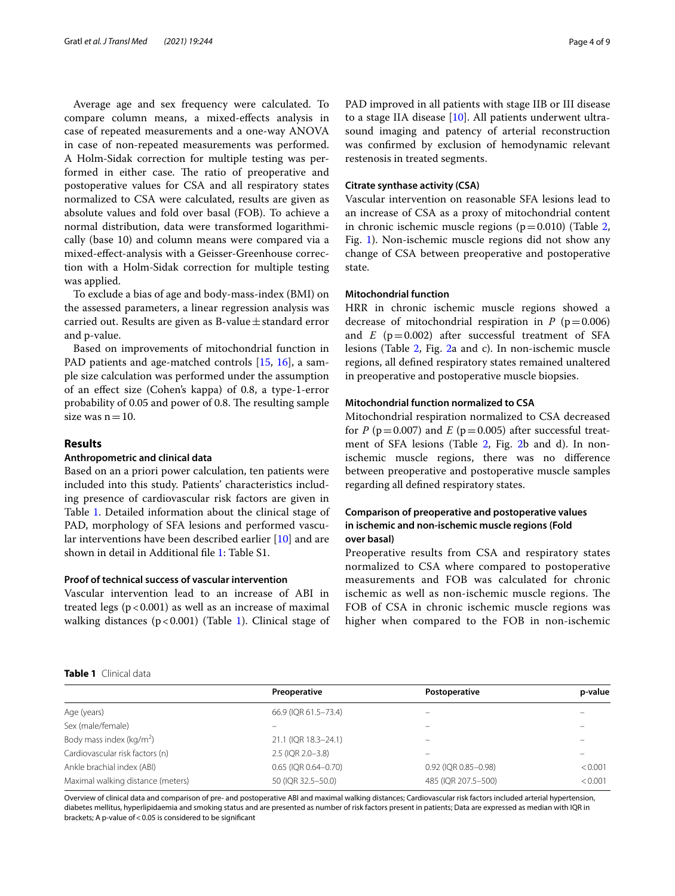Average age and sex frequency were calculated. To compare column means, a mixed-effects analysis in case of repeated measurements and a one-way ANOVA in case of non-repeated measurements was performed. A Holm-Sidak correction for multiple testing was performed in either case. The ratio of preoperative and postoperative values for CSA and all respiratory states normalized to CSA were calculated, results are given as absolute values and fold over basal (FOB). To achieve a normal distribution, data were transformed logarithmically (base 10) and column means were compared via a mixed-effect-analysis with a Geisser-Greenhouse correction with a Holm-Sidak correction for multiple testing was applied.

To exclude a bias of age and body-mass-index (BMI) on the assessed parameters, a linear regression analysis was carried out. Results are given as B-value ± standard error and p-value.

Based on improvements of mitochondrial function in PAD patients and age-matched controls [15, 16], a sample size calculation was performed under the assumption of an effect size (Cohen's kappa) of 0.8, a type-1-error probability of 0.05 and power of 0.8. The resulting sample size was n = 10.

## Results

### Anthropometric and clinical data

Based on an a priori power calculation, ten patients were included into this study. Patients' characteristics including presence of cardiovascular risk factors are given in Table 1. Detailed information about the clinical stage of PAD, morphology of SFA lesions and performed vascular interventions have been described earlier [10] and are shown in detail in Additional file 1: Table S1.

### Proof of technical success of vascular intervention

Vascular intervention lead to an increase of ABI in treated legs ($p < 0.001$) as well as an increase of maximal walking distances ($p < 0.001$) (Table 1). Clinical stage of PAD improved in all patients with stage IIB or III disease to a stage IIA disease [10]. All patients underwent ultrasound imaging and patency of arterial reconstruction was confirmed by exclusion of hemodynamic relevant restenosis in treated segments.

### Citrate synthase activity (CSA)

Vascular intervention on reasonable SFA lesions lead to an increase of CSA as a proxy of mitochondrial content in chronic ischemic muscle regions ($p = 0.010$) (Table 2, Fig. 1). Non-ischemic muscle regions did not show any change of CSA between preoperative and postoperative state.

### Mitochondrial function

HRR in chronic ischemic muscle regions showed a decrease of mitochondrial respiration in $P$ ($p = 0.006$) and $E$ ($p = 0.002$) after successful treatment of SFA lesions (Table 2, Fig. 2a and c). In non-ischemic muscle regions, all defined respiratory states remained unaltered in preoperative and postoperative muscle biopsies.

### Mitochondrial function normalized to CSA

Mitochondrial respiration normalized to CSA decreased for $P$ ($p = 0.007$) and $E$ ($p = 0.005$) after successful treatment of SFA lesions (Table 2, Fig. 2b and d). In non-ischemic muscle regions, there was no difference between preoperative and postoperative muscle samples regarding all defined respiratory states.

### Comparison of preoperative and postoperative values in ischemic and non-ischemic muscle regions (Fold over basal)

Preoperative results from CSA and respiratory states normalized to CSA where compared to postoperative measurements and FOB was calculated for chronic ischemic as well as non-ischemic muscle regions. The FOB of CSA in chronic ischemic muscle regions was higher when compared to the FOB in non-ischemic

**Table 1** Clinical data

| | Preoperative | Postoperative | p-value |
|---|---|---|---|
| Age (years) | 66.9 (IQR 61.5–73.4) | – | – |
| Sex (male/female) | – | – | – |
| Body mass index (kg/m$^2$) | 21.1 (IQR 18.3–24.1) | – | – |
| Cardiovascular risk factors (n) | 2.5 (IQR 2.0–3.8) | – | – |
| Ankle brachial index (ABI) | 0.65 (IQR 0.64–0.70) | 0.92 (IQR 0.85–0.98) | < 0.001 |
| Maximal walking distance (meters) | 50 (IQR 32.5–50.0) | 485 (IQR 207.5–500) | < 0.001 |

Overview of clinical data and comparison of pre- and postoperative ABI and maximal walking distances; Cardiovascular risk factors included arterial hypertension, diabetes mellitus, hyperlipidaemia and smoking status and are presented as number of risk factors present in patients; Data are expressed as median with IQR in brackets; A p-value of < 0.05 is considered to be significant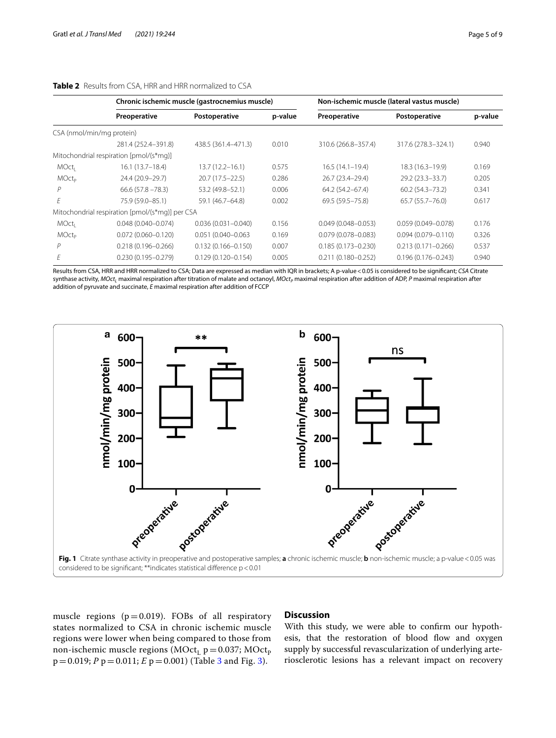**Table 2** Results from CSA, HRR and HRR normalized to CSA

| | Chronic ischemic muscle (gastrocnemius muscle) | | | Non-ischemic muscle (lateral vastus muscle) | | |
|---|---|---|---|---|---|---|
| | Preoperative | Postoperative | p-value | Preoperative | Postoperative | p-value |
| CSA (nmol/min/mg protein) | | | | | | |
| | 281.4 (252.4–391.8) | 438.5 (361.4–471.3) | 0.010 | 310.6 (266.8–357.4) | 317.6 (278.3–324.1) | 0.940 |
| Mitochondrial respiration [pmol/(s*mg)] | | | | | | |
| $MOct_L$ | 16.1 (13.7–18.4) | 13.7 (12.2–16.1) | 0.575 | 16.5 (14.1–19.4) | 18.3 (16.3–19.9) | 0.169 |
| $MOct_P$ | 24.4 (20.9–29.7) | 20.7 (17.5–22.5) | 0.286 | 26.7 (23.4–29.4) | 29.2 (23.3–33.7) | 0.205 |
| *P* | 66.6 (57.8 –78.3) | 53.2 (49.8–52.1) | 0.006 | 64.2 (54.2–67.4) | 60.2 (54.3–73.2) | 0.341 |
| *E* | 75.9 (59.0–85.1) | 59.1 (46.7–64.8) | 0.002 | 69.5 (59.5–75.8) | 65.7 (55.7–76.0) | 0.617 |
| Mitochondrial respiration [pmol/(s*mg)] per CSA | | | | | | |
| $MOct_L$ | 0.048 (0.040–0.074) | 0.036 (0.031–0.040) | 0.156 | 0.049 (0.048–0.053) | 0.059 (0.049–0.078) | 0.176 |
| $MOct_P$ | 0.072 (0.060–0.120) | 0.051 (0.040–0.063 | 0.169 | 0.079 (0.078–0.083) | 0.094 (0.079–0.110) | 0.326 |
| *P* | 0.218 (0.196–0.266) | 0.132 (0.166–0.150) | 0.007 | 0.185 (0.173–0.230) | 0.213 (0.171–0.266) | 0.537 |
| *E* | 0.230 (0.195–0.279) | 0.129 (0.120–0.154) | 0.005 | 0.211 (0.180–0.252) | 0.196 (0.176–0.243) | 0.940 |

Results from CSA, HRR and HRR normalized to CSA; Data are expressed as median with IQR in brackets; A p-value < 0.05 is considered to be significant; *CSA* Citrate synthase activity, $MOct_L$ maximal respiration after titration of malate and octanoyl, $MOct_P$ maximal respiration after addition of ADP, *P* maximal respiration after addition of pyruvate and succinate, *E* maximal respiration after addition of FCCP

**Fig. 1** Citrate synthase activity in preoperative and postoperative samples; **a** chronic ischemic muscle; **b** non-ischemic muscle; a p-value < 0.05 was considered to be significant; **indicates statistical difference p < 0.01

muscle regions ($p = 0.019$). FOBs of all respiratory states normalized to CSA in chronic ischemic muscle regions were lower when being compared to those from non-ischemic muscle regions ($MOct_L$ $p = 0.037$; $MOct_P$ $p = 0.019$; *P* $p = 0.011$; *E* $p = 0.001$) (Table 3 and Fig. 3).

## Discussion

With this study, we were able to confirm our hypothesis, that the restoration of blood flow and oxygen supply by successful revascularization of underlying arteriosclerotic lesions has a relevant impact on recovery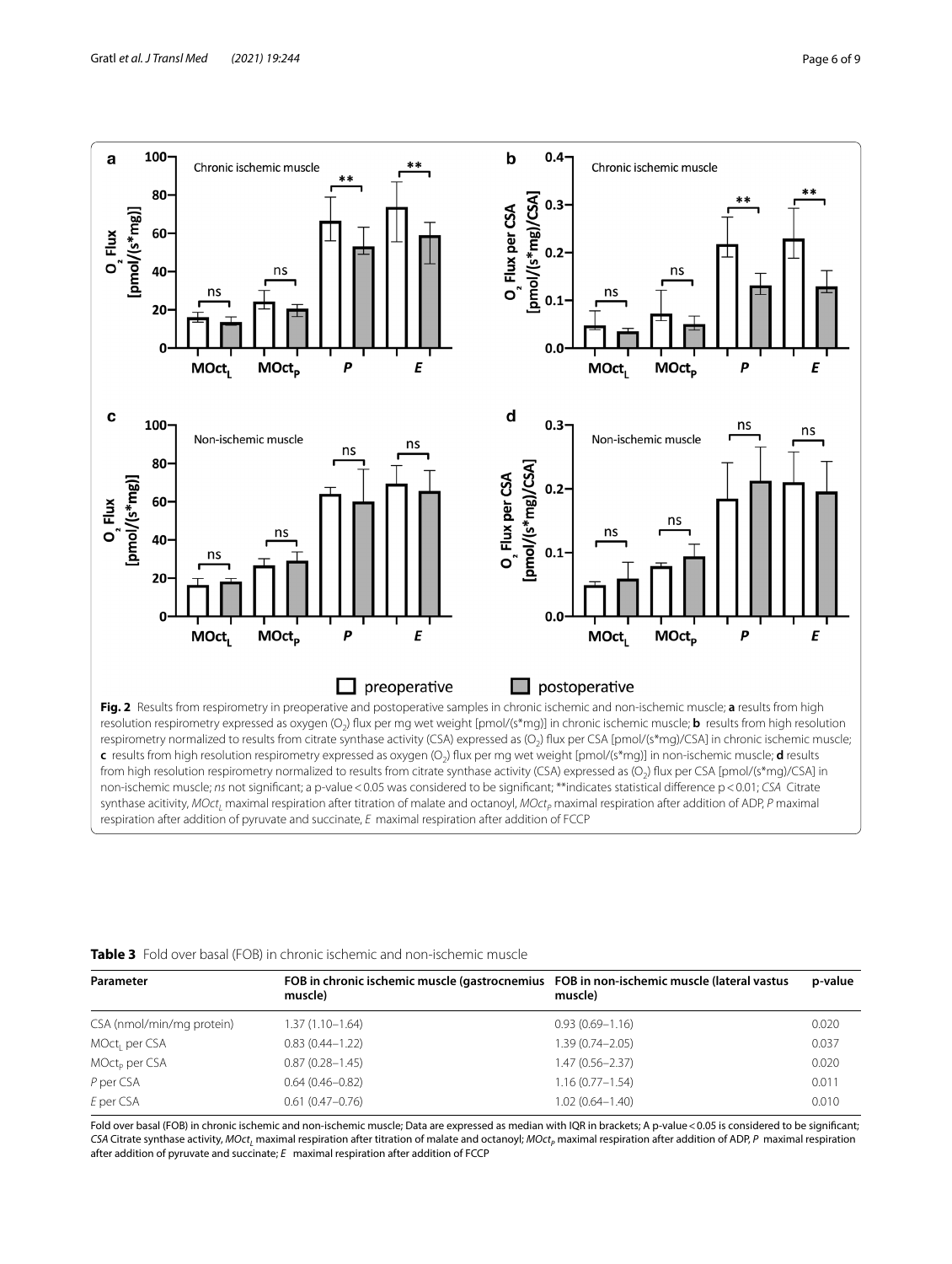**Fig. 2** Results from respirometry in preoperative and postoperative samples in chronic ischemic and non-ischemic muscle; **a** results from high resolution respirometry expressed as oxygen ($O_2$) flux per mg wet weight [pmol/(s*mg)] in chronic ischemic muscle; **b** results from high resolution respirometry normalized to results from citrate synthase activity (CSA) expressed as ($O_2$) flux per CSA [pmol/(s*mg)/CSA] in chronic ischemic muscle; **c** results from high resolution respirometry expressed as oxygen ($O_2$) flux per mg wet weight [pmol/(s*mg)] in non-ischemic muscle; **d** results from high resolution respirometry normalized to results from citrate synthase activity (CSA) expressed as ($O_2$) flux per CSA [pmol/(s*mg)/CSA] in non-ischemic muscle; *ns* not significant; a p-value < 0.05 was considered to be significant; **indicates statistical difference p < 0.01; *CSA* Citrate synthase acitivity, *MOct$_L$* maximal respiration after titration of malate and octanoyl, *MOct$_P$* maximal respiration after addition of ADP, *P* maximal respiration after addition of pyruvate and succinate, *E* maximal respiration after addition of FCCP

**Table 3** Fold over basal (FOB) in chronic ischemic and non-ischemic muscle

| Parameter | FOB in chronic ischemic muscle (gastrocnemius muscle) | FOB in non-ischemic muscle (lateral vastus muscle) | p-value |
|---|---|---|---|
| CSA (nmol/min/mg protein) | 1.37 (1.10–1.64) | 0.93 (0.69–1.16) | 0.020 |
| $MOct_L$ per CSA | 0.83 (0.44–1.22) | 1.39 (0.74–2.05) | 0.037 |
| $MOct_P$ per CSA | 0.87 (0.28–1.45) | 1.47 (0.56–2.37) | 0.020 |
| *P* per CSA | 0.64 (0.46–0.82) | 1.16 (0.77–1.54) | 0.011 |
| *E* per CSA | 0.61 (0.47–0.76) | 1.02 (0.64–1.40) | 0.010 |

Fold over basal (FOB) in chronic ischemic and non-ischemic muscle; Data are expressed as median with IQR in brackets; A p-value < 0.05 is considered to be significant; *CSA* Citrate synthase activity, *MOct$_L$* maximal respiration after titration of malate and octanoyl; *MOct$_P$* maximal respiration after addition of ADP, *P* maximal respiration after addition of pyruvate and succinate; *E* maximal respiration after addition of FCCP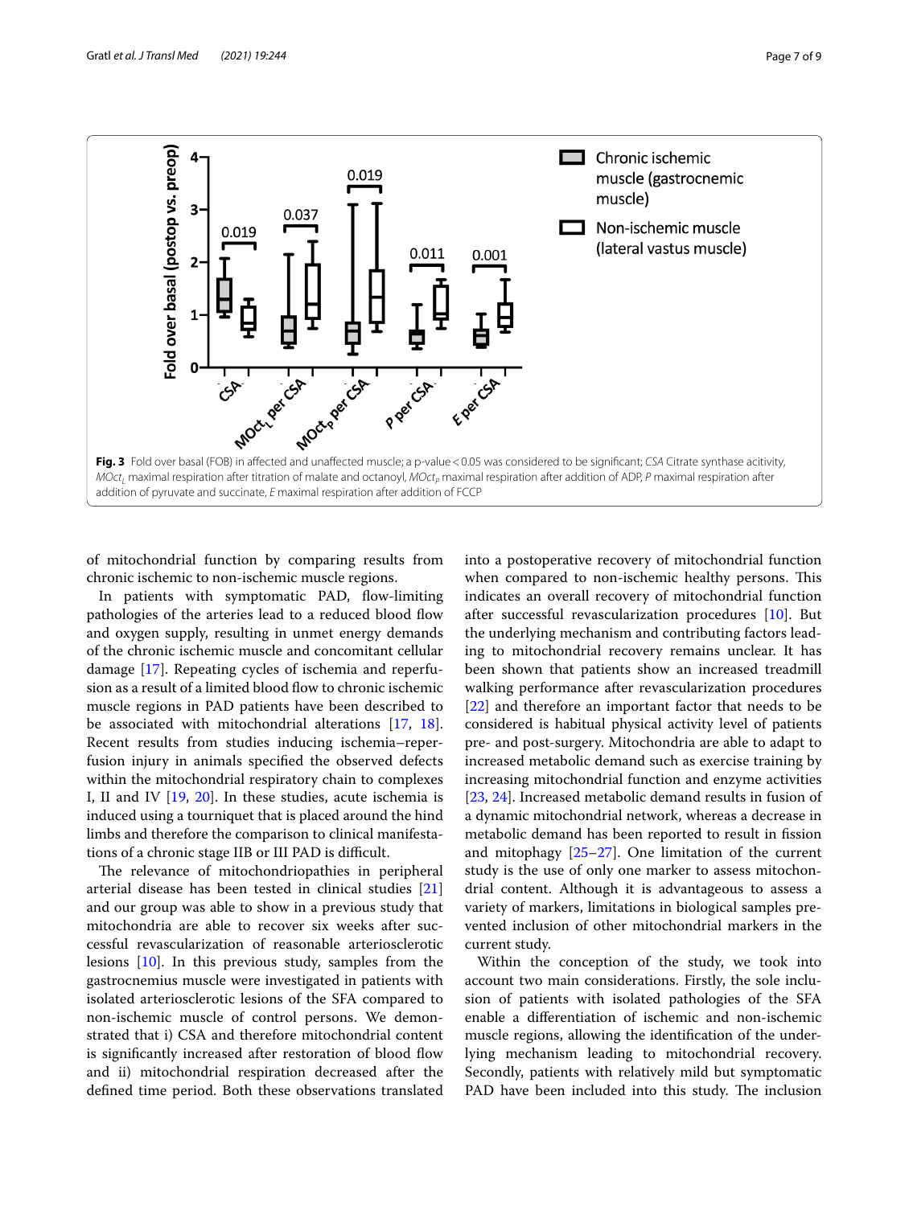**Fig. 3** Fold over basal (FOB) in affected and unaffected muscle; a p-value < 0.05 was considered to be significant; *CSA* Citrate synthase acitivity, *MOct$_L$* maximal respiration after titration of malate and octanoyl, *MOct$_P$* maximal respiration after addition of ADP, *P* maximal respiration after addition of pyruvate and succinate, *E* maximal respiration after addition of FCCP

of mitochondrial function by comparing results from chronic ischemic to non-ischemic muscle regions.

In patients with symptomatic PAD, flow-limiting pathologies of the arteries lead to a reduced blood flow and oxygen supply, resulting in unmet energy demands of the chronic ischemic muscle and concomitant cellular damage [17]. Repeating cycles of ischemia and reperfusion as a result of a limited blood flow to chronic ischemic muscle regions in PAD patients have been described to be associated with mitochondrial alterations [17, 18]. Recent results from studies inducing ischemia–reperfusion injury in animals specified the observed defects within the mitochondrial respiratory chain to complexes I, II and IV [19, 20]. In these studies, acute ischemia is induced using a tourniquet that is placed around the hind limbs and therefore the comparison to clinical manifestations of a chronic stage IIB or III PAD is difficult.

The relevance of mitochondriopathies in peripheral arterial disease has been tested in clinical studies [21] and our group was able to show in a previous study that mitochondria are able to recover six weeks after successful revascularization of reasonable arteriosclerotic lesions [10]. In this previous study, samples from the gastrocnemius muscle were investigated in patients with isolated arteriosclerotic lesions of the SFA compared to non-ischemic muscle of control persons. We demonstrated that i) CSA and therefore mitochondrial content is significantly increased after restoration of blood flow and ii) mitochondrial respiration decreased after the defined time period. Both these observations translated into a postoperative recovery of mitochondrial function when compared to non-ischemic healthy persons. This indicates an overall recovery of mitochondrial function after successful revascularization procedures [10]. But the underlying mechanism and contributing factors leading to mitochondrial recovery remains unclear. It has been shown that patients show an increased treadmill walking performance after revascularization procedures [22] and therefore an important factor that needs to be considered is habitual physical activity level of patients pre- and post-surgery. Mitochondria are able to adapt to increased metabolic demand such as exercise training by increasing mitochondrial function and enzyme activities [23, 24]. Increased metabolic demand results in fusion of a dynamic mitochondrial network, whereas a decrease in metabolic demand has been reported to result in fission and mitophagy [25–27]. One limitation of the current study is the use of only one marker to assess mitochondrial content. Although it is advantageous to assess a variety of markers, limitations in biological samples prevented inclusion of other mitochondrial markers in the current study.

Within the conception of the study, we took into account two main considerations. Firstly, the sole inclusion of patients with isolated pathologies of the SFA enable a differentiation of ischemic and non-ischemic muscle regions, allowing the identification of the underlying mechanism leading to mitochondrial recovery. Secondly, patients with relatively mild but symptomatic PAD have been included into this study. The inclusion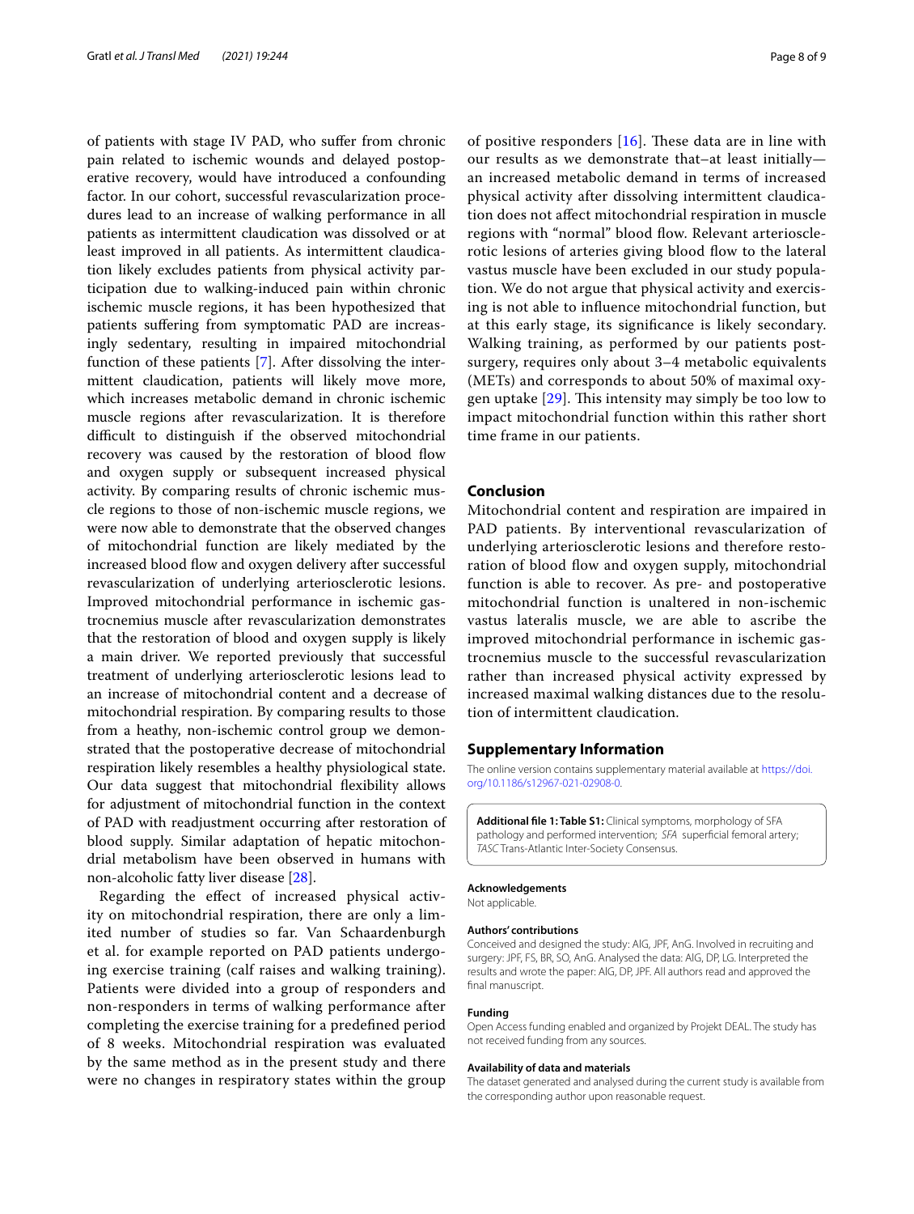of patients with stage IV PAD, who suffer from chronic pain related to ischemic wounds and delayed postoperative recovery, would have introduced a confounding factor. In our cohort, successful revascularization procedures lead to an increase of walking performance in all patients as intermittent claudication was dissolved or at least improved in all patients. As intermittent claudication likely excludes patients from physical activity participation due to walking-induced pain within chronic ischemic muscle regions, it has been hypothesized that patients suffering from symptomatic PAD are increasingly sedentary, resulting in impaired mitochondrial function of these patients [7]. After dissolving the intermittent claudication, patients will likely move more, which increases metabolic demand in chronic ischemic muscle regions after revascularization. It is therefore difficult to distinguish if the observed mitochondrial recovery was caused by the restoration of blood flow and oxygen supply or subsequent increased physical activity. By comparing results of chronic ischemic muscle regions to those of non-ischemic muscle regions, we were now able to demonstrate that the observed changes of mitochondrial function are likely mediated by the increased blood flow and oxygen delivery after successful revascularization of underlying arteriosclerotic lesions. Improved mitochondrial performance in ischemic gastrocnemius muscle after revascularization demonstrates that the restoration of blood and oxygen supply is likely a main driver. We reported previously that successful treatment of underlying arteriosclerotic lesions lead to an increase of mitochondrial content and a decrease of mitochondrial respiration. By comparing results to those from a heathy, non-ischemic control group we demonstrated that the postoperative decrease of mitochondrial respiration likely resembles a healthy physiological state. Our data suggest that mitochondrial flexibility allows for adjustment of mitochondrial function in the context of PAD with readjustment occurring after restoration of blood supply. Similar adaptation of hepatic mitochondrial metabolism have been observed in humans with non-alcoholic fatty liver disease [28].

Regarding the effect of increased physical activity on mitochondrial respiration, there are only a limited number of studies so far. Van Schaardenburgh et al. for example reported on PAD patients undergoing exercise training (calf raises and walking training). Patients were divided into a group of responders and non-responders in terms of walking performance after completing the exercise training for a predefined period of 8 weeks. Mitochondrial respiration was evaluated by the same method as in the present study and there were no changes in respiratory states within the group of positive responders [16]. These data are in line with our results as we demonstrate that–at least initially—an increased metabolic demand in terms of increased physical activity after dissolving intermittent claudication does not affect mitochondrial respiration in muscle regions with "normal" blood flow. Relevant arteriosclerotic lesions of arteries giving blood flow to the lateral vastus muscle have been excluded in our study population. We do not argue that physical activity and exercising is not able to influence mitochondrial function, but at this early stage, its significance is likely secondary. Walking training, as performed by our patients post-surgery, requires only about 3–4 metabolic equivalents (METs) and corresponds to about 50% of maximal oxygen uptake [29]. This intensity may simply be too low to impact mitochondrial function within this rather short time frame in our patients.

## Conclusion

Mitochondrial content and respiration are impaired in PAD patients. By interventional revascularization of underlying arteriosclerotic lesions and therefore restoration of blood flow and oxygen supply, mitochondrial function is able to recover. As pre- and postoperative mitochondrial function is unaltered in non-ischemic vastus lateralis muscle, we are able to ascribe the improved mitochondrial performance in ischemic gastrocnemius muscle to the successful revascularization rather than increased physical activity expressed by increased maximal walking distances due to the resolution of intermittent claudication.

## Supplementary Information

The online version contains supplementary material available at https://doi.org/10.1186/s12967-021-02908-0.

**Additional file 1: Table S1:** Clinical symptoms, morphology of SFA pathology and performed intervention; *SFA* superficial femoral artery; *TASC* Trans-Atlantic Inter-Society Consensus.

#### Acknowledgements

Not applicable.

#### Authors' contributions

Conceived and designed the study: AIG, JPF, AnG. Involved in recruiting and surgery: JPF, FS, BR, SO, AnG. Analysed the data: AIG, DP, LG. Interpreted the results and wrote the paper: AIG, DP, JPF. All authors read and approved the final manuscript.

#### Funding

Open Access funding enabled and organized by Projekt DEAL. The study has not received funding from any sources.

#### Availability of data and materials

The dataset generated and analysed during the current study is available from the corresponding author upon reasonable request.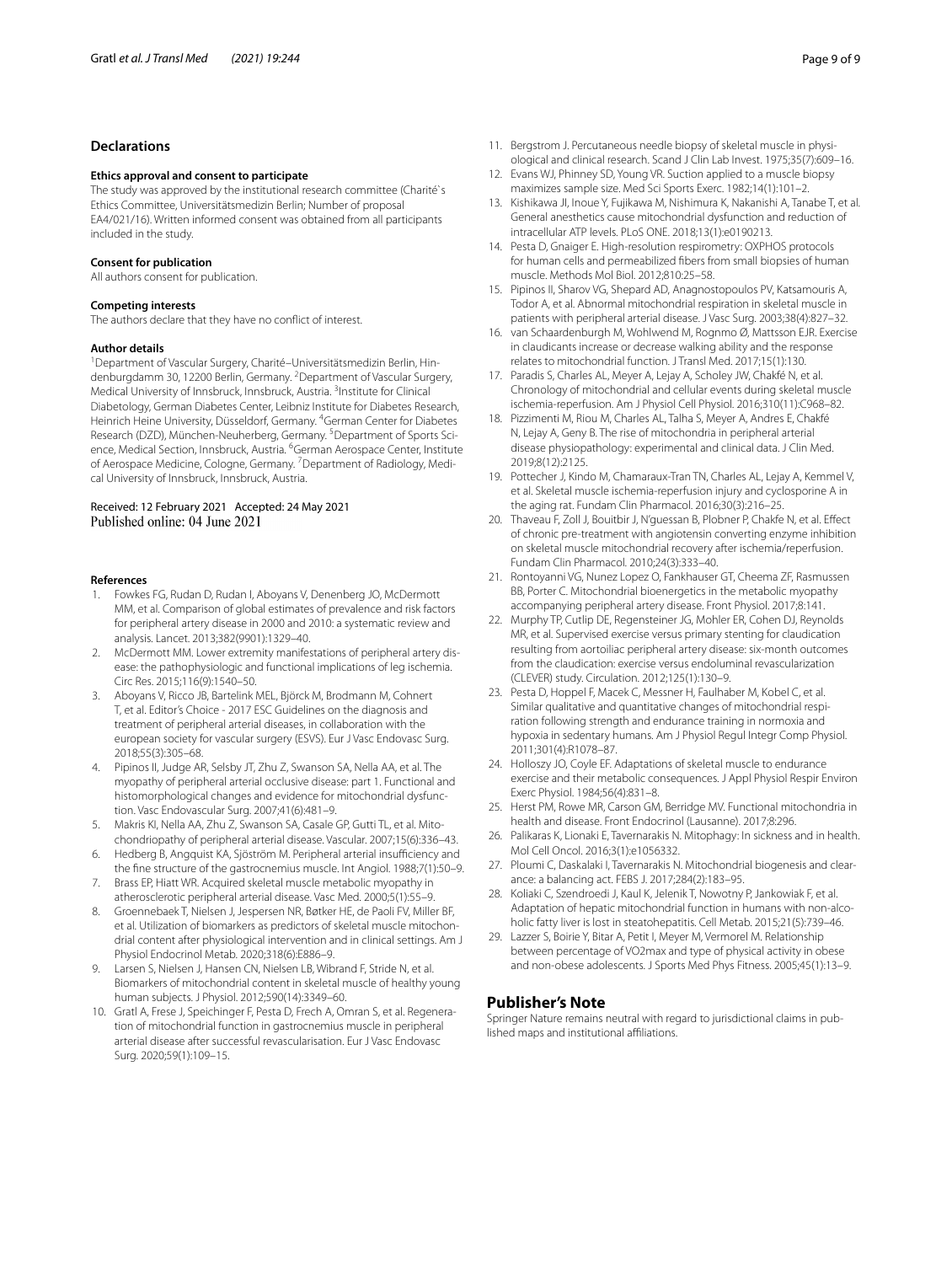## Declarations

### Ethics approval and consent to participate

The study was approved by the institutional research committee (Charité`s Ethics Committee, Universitätsmedizin Berlin; Number of proposal EA4/021/16). Written informed consent was obtained from all participants included in the study.

### Consent for publication

All authors consent for publication.

### Competing interests

The authors declare that they have no conflict of interest.

### Author details

[1]Department of Vascular Surgery, Charité–Universitätsmedizin Berlin, Hindenburgdamm 30, 12200 Berlin, Germany. [2]Department of Vascular Surgery, Medical University of Innsbruck, Innsbruck, Austria. [3]Institute for Clinical Diabetology, German Diabetes Center, Leibniz Institute for Diabetes Research, Heinrich Heine University, Düsseldorf, Germany. [4]German Center for Diabetes Research (DZD), München-Neuherberg, Germany. [5]Department of Sports Science, Medical Section, Innsbruck, Austria. [6]German Aerospace Center, Institute of Aerospace Medicine, Cologne, Germany. [7]Department of Radiology, Medical University of Innsbruck, Innsbruck, Austria.

Received: 12 February 2021 Accepted: 24 May 2021
Published online: 04 June 2021

### References

1. Fowkes FG, Rudan D, Rudan I, Aboyans V, Denenberg JO, McDermott MM, et al. Comparison of global estimates of prevalence and risk factors for peripheral artery disease in 2000 and 2010: a systematic review and analysis. Lancet. 2013;382(9901):1329–40.
2. McDermott MM. Lower extremity manifestations of peripheral artery disease: the pathophysiologic and functional implications of leg ischemia. Circ Res. 2015;116(9):1540–50.
3. Aboyans V, Ricco JB, Bartelink MEL, Björck M, Brodmann M, Cohnert T, et al. Editor's Choice - 2017 ESC Guidelines on the diagnosis and treatment of peripheral arterial diseases, in collaboration with the european society for vascular surgery (ESVS). Eur J Vasc Endovasc Surg. 2018;55(3):305–68.
4. Pipinos II, Judge AR, Selsby JT, Zhu Z, Swanson SA, Nella AA, et al. The myopathy of peripheral arterial occlusive disease: part 1. Functional and histomorphological changes and evidence for mitochondrial dysfunction. Vasc Endovascular Surg. 2007;41(6):481–9.
5. Makris KI, Nella AA, Zhu Z, Swanson SA, Casale GP, Gutti TL, et al. Mitochondriopathy of peripheral arterial disease. Vascular. 2007;15(6):336–43.
6. Hedberg B, Angquist KA, Sjöström M. Peripheral arterial insufficiency and the fine structure of the gastrocnemius muscle. Int Angiol. 1988;7(1):50–9.
7. Brass EP, Hiatt WR. Acquired skeletal muscle metabolic myopathy in atherosclerotic peripheral arterial disease. Vasc Med. 2000;5(1):55–9.
8. Groennebaek T, Nielsen J, Jespersen NR, Bøtker HE, de Paoli FV, Miller BF, et al. Utilization of biomarkers as predictors of skeletal muscle mitochondrial content after physiological intervention and in clinical settings. Am J Physiol Endocrinol Metab. 2020;318(6):E886–9.
9. Larsen S, Nielsen J, Hansen CN, Nielsen LB, Wibrand F, Stride N, et al. Biomarkers of mitochondrial content in skeletal muscle of healthy young human subjects. J Physiol. 2012;590(14):3349–60.
10. Gratl A, Frese J, Speichinger F, Pesta D, Frech A, Omran S, et al. Regeneration of mitochondrial function in gastrocnemius muscle in peripheral arterial disease after successful revascularisation. Eur J Vasc Endovasc Surg. 2020;59(1):109–15.
11. Bergstrom J. Percutaneous needle biopsy of skeletal muscle in physiological and clinical research. Scand J Clin Lab Invest. 1975;35(7):609–16.
12. Evans WJ, Phinney SD, Young VR. Suction applied to a muscle biopsy maximizes sample size. Med Sci Sports Exerc. 1982;14(1):101–2.
13. Kishikawa JI, Inoue Y, Fujikawa M, Nishimura K, Nakanishi A, Tanabe T, et al. General anesthetics cause mitochondrial dysfunction and reduction of intracellular ATP levels. PLoS ONE. 2018;13(1):e0190213.
14. Pesta D, Gnaiger E. High-resolution respirometry: OXPHOS protocols for human cells and permeabilized fibers from small biopsies of human muscle. Methods Mol Biol. 2012;810:25–58.
15. Pipinos II, Sharov VG, Shepard AD, Anagnostopoulos PV, Katsamouris A, Todor A, et al. Abnormal mitochondrial respiration in skeletal muscle in patients with peripheral arterial disease. J Vasc Surg. 2003;38(4):827–32.
16. van Schaardenburgh M, Wohlwend M, Rognmo Ø, Mattsson EJR. Exercise in claudicants increase or decrease walking ability and the response relates to mitochondrial function. J Transl Med. 2017;15(1):130.
17. Paradis S, Charles AL, Meyer A, Lejay A, Scholey JW, Chakfé N, et al. Chronology of mitochondrial and cellular events during skeletal muscle ischemia-reperfusion. Am J Physiol Cell Physiol. 2016;310(11):C968–82.
18. Pizzimenti M, Riou M, Charles AL, Talha S, Meyer A, Andres E, Chakfé N, Lejay A, Geny B. The rise of mitochondria in peripheral arterial disease physiopathology: experimental and clinical data. J Clin Med. 2019;8(12):2125.
19. Pottecher J, Kindo M, Chamaraux-Tran TN, Charles AL, Lejay A, Kemmel V, et al. Skeletal muscle ischemia-reperfusion injury and cyclosporine A in the aging rat. Fundam Clin Pharmacol. 2016;30(3):216–25.
20. Thaveau F, Zoll J, Bouitbir J, N'guessan B, Plobner P, Chakfe N, et al. Effect of chronic pre-treatment with angiotensin converting enzyme inhibition on skeletal muscle mitochondrial recovery after ischemia/reperfusion. Fundam Clin Pharmacol. 2010;24(3):333–40.
21. Rontoyanni VG, Nunez Lopez O, Fankhauser GT, Cheema ZF, Rasmussen BB, Porter C. Mitochondrial bioenergetics in the metabolic myopathy accompanying peripheral artery disease. Front Physiol. 2017;8:141.
22. Murphy TP, Cutlip DE, Regensteiner JG, Mohler ER, Cohen DJ, Reynolds MR, et al. Supervised exercise versus primary stenting for claudication resulting from aortoiliac peripheral artery disease: six-month outcomes from the claudication: exercise versus endoluminal revascularization (CLEVER) study. Circulation. 2012;125(1):130–9.
23. Pesta D, Hoppel F, Macek C, Messner H, Faulhaber M, Kobel C, et al. Similar qualitative and quantitative changes of mitochondrial respiration following strength and endurance training in normoxia and hypoxia in sedentary humans. Am J Physiol Regul Integr Comp Physiol. 2011;301(4):R1078–87.
24. Holloszy JO, Coyle EF. Adaptations of skeletal muscle to endurance exercise and their metabolic consequences. J Appl Physiol Respir Environ Exerc Physiol. 1984;56(4):831–8.
25. Herst PM, Rowe MR, Carson GM, Berridge MV. Functional mitochondria in health and disease. Front Endocrinol (Lausanne). 2017;8:296.
26. Palikaras K, Lionaki E, Tavernarakis N. Mitophagy: In sickness and in health. Mol Cell Oncol. 2016;3(1):e1056332.
27. Ploumi C, Daskalaki I, Tavernarakis N. Mitochondrial biogenesis and clearance: a balancing act. FEBS J. 2017;284(2):183–95.
28. Koliaki C, Szendroedi J, Kaul K, Jelenik T, Nowotny P, Jankowiak F, et al. Adaptation of hepatic mitochondrial function in humans with non-alcoholic fatty liver is lost in steatohepatitis. Cell Metab. 2015;21(5):739–46.
29. Lazzer S, Boirie Y, Bitar A, Petit I, Meyer M, Vermorel M. Relationship between percentage of VO2max and type of physical activity in obese and non-obese adolescents. J Sports Med Phys Fitness. 2005;45(1):13–9.

## Publisher's Note

Springer Nature remains neutral with regard to jurisdictional claims in published maps and institutional affiliations.